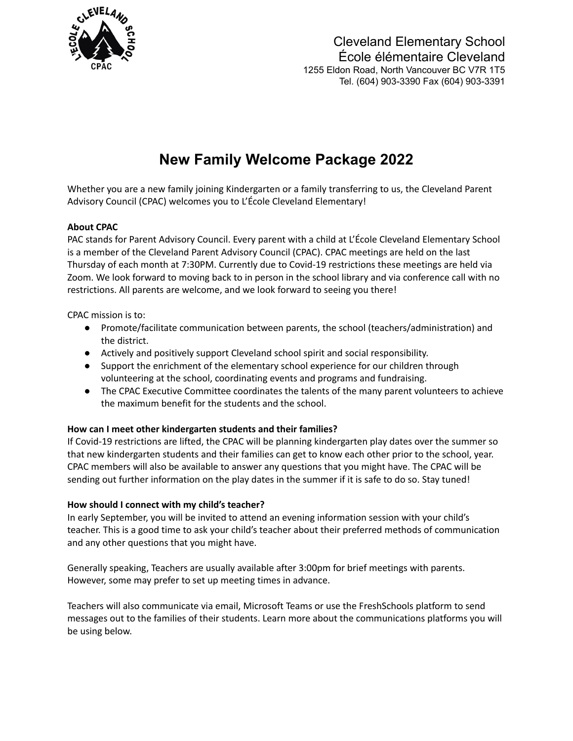Cleveland Elementary School
École élémentaire Cleveland
1255 Eldon Road, North Vancouver BC V7R 1T5
Tel. (604) 903-3390 Fax (604) 903-3391

# New Family Welcome Package 2022

Whether you are a new family joining Kindergarten or a family transferring to us, the Cleveland Parent Advisory Council (CPAC) welcomes you to L'École Cleveland Elementary!

**About CPAC**
PAC stands for Parent Advisory Council. Every parent with a child at L'École Cleveland Elementary School is a member of the Cleveland Parent Advisory Council (CPAC). CPAC meetings are held on the last Thursday of each month at 7:30PM. Currently due to Covid-19 restrictions these meetings are held via Zoom. We look forward to moving back to in person in the school library and via conference call with no restrictions. All parents are welcome, and we look forward to seeing you there!

CPAC mission is to:

- Promote/facilitate communication between parents, the school (teachers/administration) and the district.
- Actively and positively support Cleveland school spirit and social responsibility.
- Support the enrichment of the elementary school experience for our children through volunteering at the school, coordinating events and programs and fundraising.
- The CPAC Executive Committee coordinates the talents of the many parent volunteers to achieve the maximum benefit for the students and the school.

**How can I meet other kindergarten students and their families?**
If Covid-19 restrictions are lifted, the CPAC will be planning kindergarten play dates over the summer so that new kindergarten students and their families can get to know each other prior to the school, year. CPAC members will also be available to answer any questions that you might have. The CPAC will be sending out further information on the play dates in the summer if it is safe to do so. Stay tuned!

**How should I connect with my child's teacher?**
In early September, you will be invited to attend an evening information session with your child's teacher. This is a good time to ask your child's teacher about their preferred methods of communication and any other questions that you might have.

Generally speaking, Teachers are usually available after 3:00pm for brief meetings with parents. However, some may prefer to set up meeting times in advance.

Teachers will also communicate via email, Microsoft Teams or use the FreshSchools platform to send messages out to the families of their students. Learn more about the communications platforms you will be using below.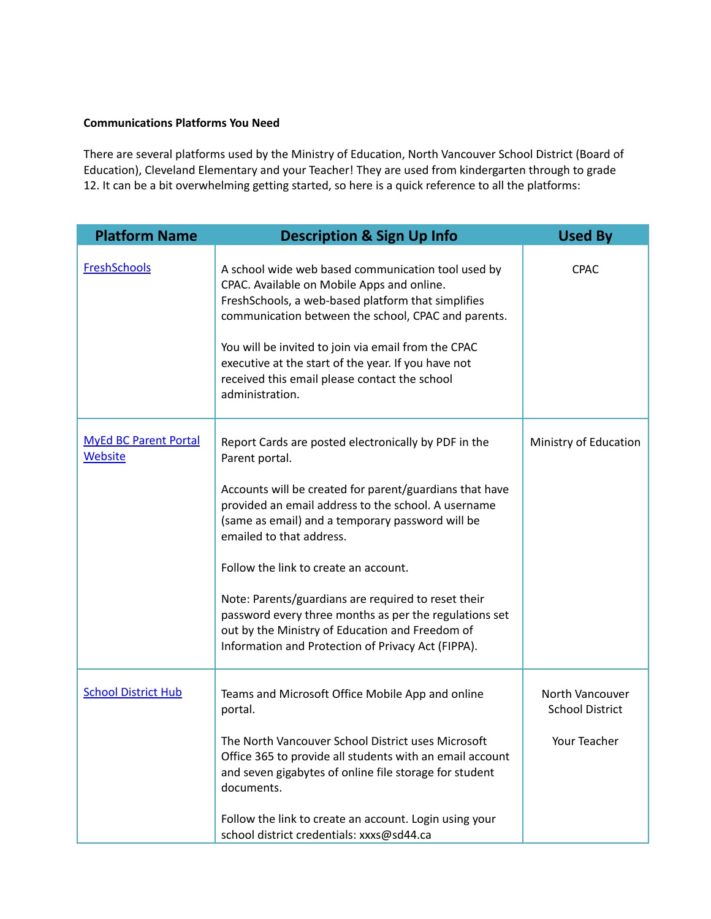**Communications Platforms You Need**

There are several platforms used by the Ministry of Education, North Vancouver School District (Board of Education), Cleveland Elementary and your Teacher! They are used from kindergarten through to grade 12. It can be a bit overwhelming getting started, so here is a quick reference to all the platforms:

| Platform Name | Description & Sign Up Info | Used By |
|---|---|---|
| FreshSchools | A school wide web based communication tool used by CPAC. Available on Mobile Apps and online. FreshSchools, a web-based platform that simplifies communication between the school, CPAC and parents.<br><br>You will be invited to join via email from the CPAC executive at the start of the year. If you have not received this email please contact the school administration. | CPAC |
| MyEd BC Parent Portal Website | Report Cards are posted electronically by PDF in the Parent portal.<br><br>Accounts will be created for parent/guardians that have provided an email address to the school. A username (same as email) and a temporary password will be emailed to that address.<br><br>Follow the link to create an account.<br><br>Note: Parents/guardians are required to reset their password every three months as per the regulations set out by the Ministry of Education and Freedom of Information and Protection of Privacy Act (FIPPA). | Ministry of Education |
| School District Hub | Teams and Microsoft Office Mobile App and online portal.<br><br>The North Vancouver School District uses Microsoft Office 365 to provide all students with an email account and seven gigabytes of online file storage for student documents.<br><br>Follow the link to create an account. Login using your school district credentials: xxxs@sd44.ca | North Vancouver School District<br><br>Your Teacher |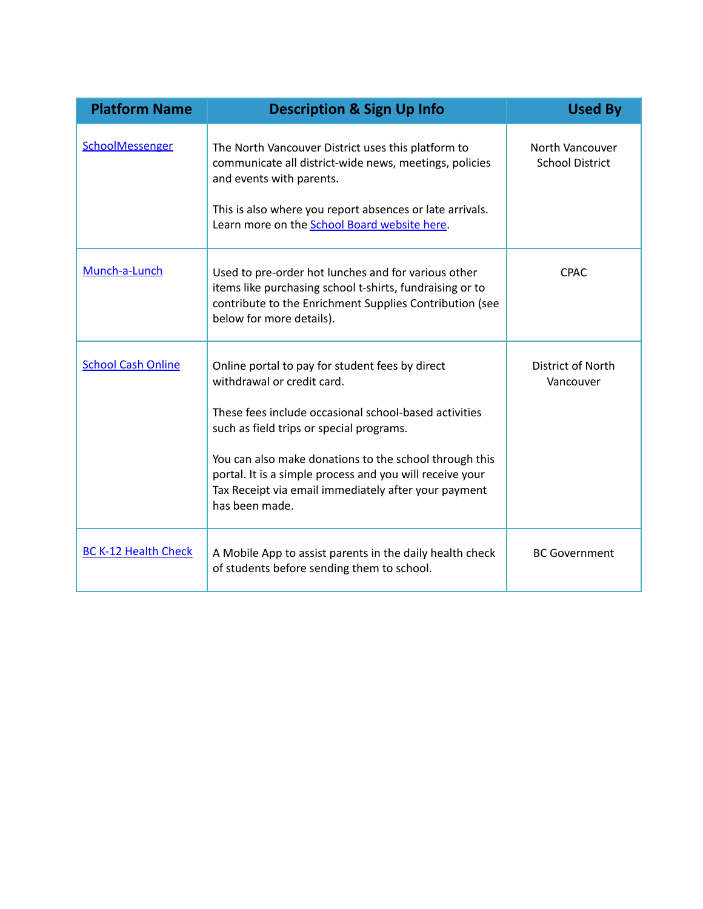| Platform Name | Description & Sign Up Info | Used By |
|---|---|---|
| SchoolMessenger | The North Vancouver District uses this platform to communicate all district-wide news, meetings, policies and events with parents.<br><br>This is also where you report absences or late arrivals. Learn more on the School Board website here. | North Vancouver School District |
| Munch-a-Lunch | Used to pre-order hot lunches and for various other items like purchasing school t-shirts, fundraising or to contribute to the Enrichment Supplies Contribution (see below for more details). | CPAC |
| School Cash Online | Online portal to pay for student fees by direct withdrawal or credit card.<br><br>These fees include occasional school-based activities such as field trips or special programs.<br><br>You can also make donations to the school through this portal. It is a simple process and you will receive your Tax Receipt via email immediately after your payment has been made. | District of North Vancouver |
| BC K-12 Health Check | A Mobile App to assist parents in the daily health check of students before sending them to school. | BC Government |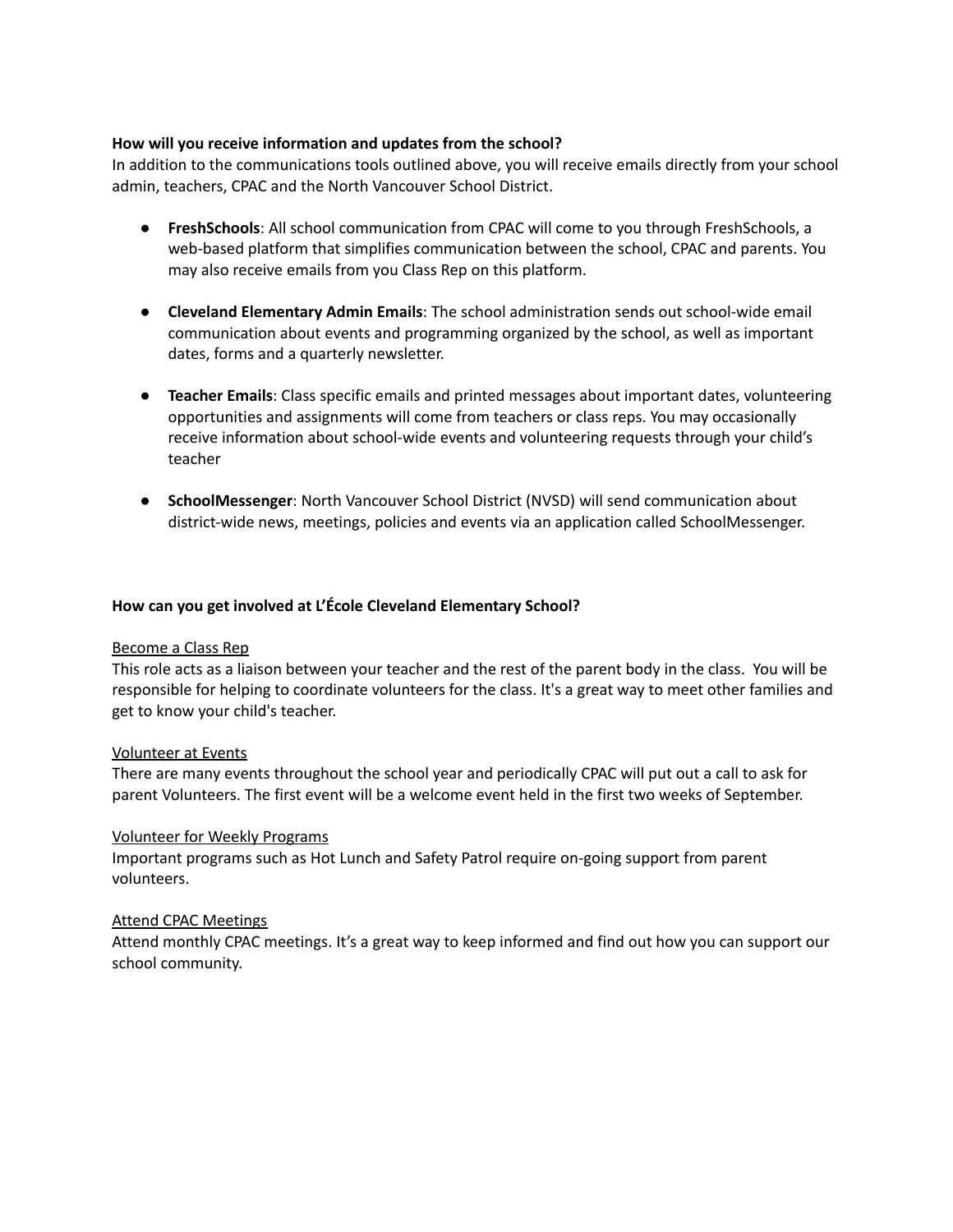**How will you receive information and updates from the school?**

In addition to the communications tools outlined above, you will receive emails directly from your school admin, teachers, CPAC and the North Vancouver School District.

- **FreshSchools**: All school communication from CPAC will come to you through FreshSchools, a web-based platform that simplifies communication between the school, CPAC and parents. You may also receive emails from you Class Rep on this platform.

- **Cleveland Elementary Admin Emails**: The school administration sends out school-wide email communication about events and programming organized by the school, as well as important dates, forms and a quarterly newsletter.

- **Teacher Emails**: Class specific emails and printed messages about important dates, volunteering opportunities and assignments will come from teachers or class reps. You may occasionally receive information about school-wide events and volunteering requests through your child's teacher

- **SchoolMessenger**: North Vancouver School District (NVSD) will send communication about district-wide news, meetings, policies and events via an application called SchoolMessenger.

**How can you get involved at L'École Cleveland Elementary School?**

<u>Become a Class Rep</u>

This role acts as a liaison between your teacher and the rest of the parent body in the class. You will be responsible for helping to coordinate volunteers for the class. It's a great way to meet other families and get to know your child's teacher.

<u>Volunteer at Events</u>

There are many events throughout the school year and periodically CPAC will put out a call to ask for parent Volunteers. The first event will be a welcome event held in the first two weeks of September.

<u>Volunteer for Weekly Programs</u>

Important programs such as Hot Lunch and Safety Patrol require on-going support from parent volunteers.

<u>Attend CPAC Meetings</u>

Attend monthly CPAC meetings. It's a great way to keep informed and find out how you can support our school community.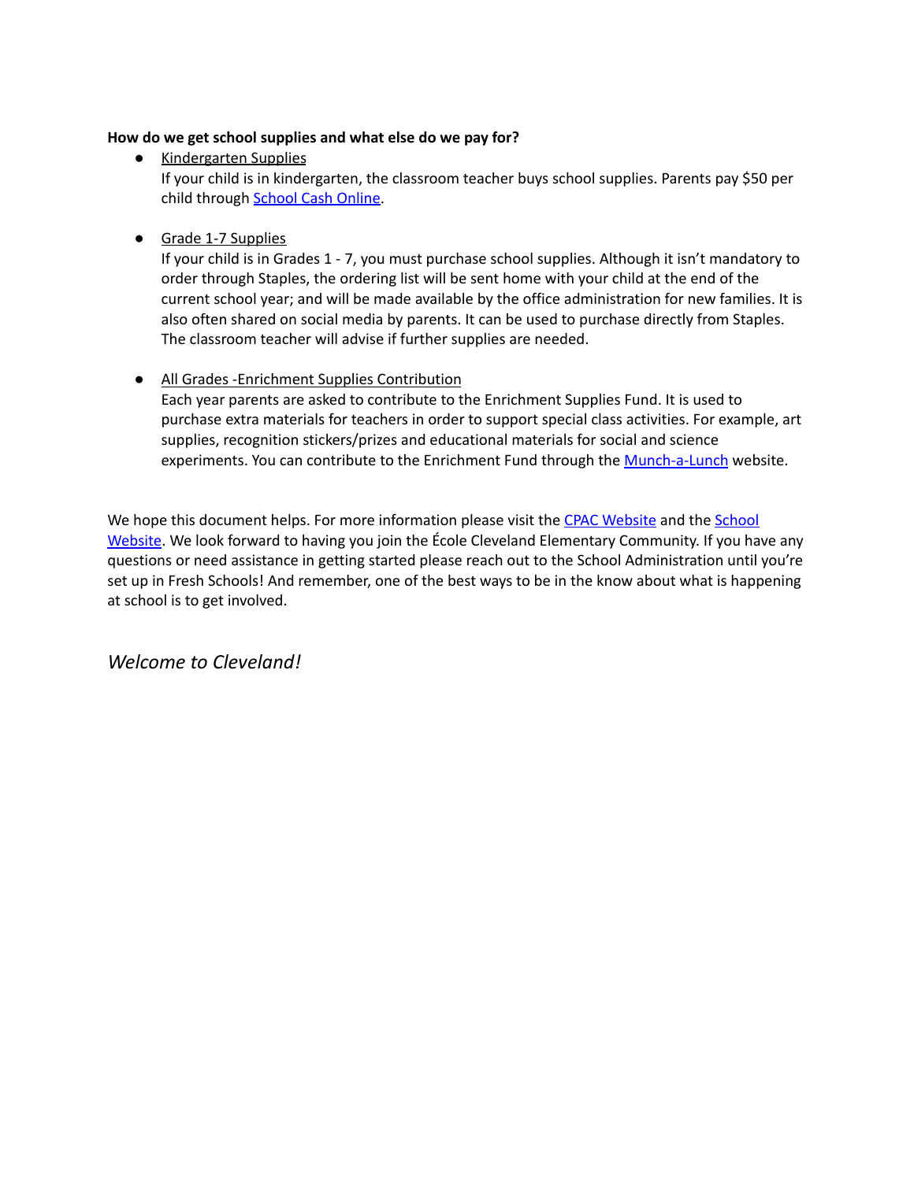**How do we get school supplies and what else do we pay for?**

- Kindergarten Supplies
  If your child is in kindergarten, the classroom teacher buys school supplies. Parents pay $50 per child through School Cash Online.

- Grade 1-7 Supplies
  If your child is in Grades 1 - 7, you must purchase school supplies. Although it isn't mandatory to order through Staples, the ordering list will be sent home with your child at the end of the current school year; and will be made available by the office administration for new families. It is also often shared on social media by parents. It can be used to purchase directly from Staples. The classroom teacher will advise if further supplies are needed.

- All Grades -Enrichment Supplies Contribution
  Each year parents are asked to contribute to the Enrichment Supplies Fund. It is used to purchase extra materials for teachers in order to support special class activities. For example, art supplies, recognition stickers/prizes and educational materials for social and science experiments. You can contribute to the Enrichment Fund through the Munch-a-Lunch website.

We hope this document helps. For more information please visit the CPAC Website and the School Website. We look forward to having you join the École Cleveland Elementary Community. If you have any questions or need assistance in getting started please reach out to the School Administration until you're set up in Fresh Schools! And remember, one of the best ways to be in the know about what is happening at school is to get involved.

*Welcome to Cleveland!*